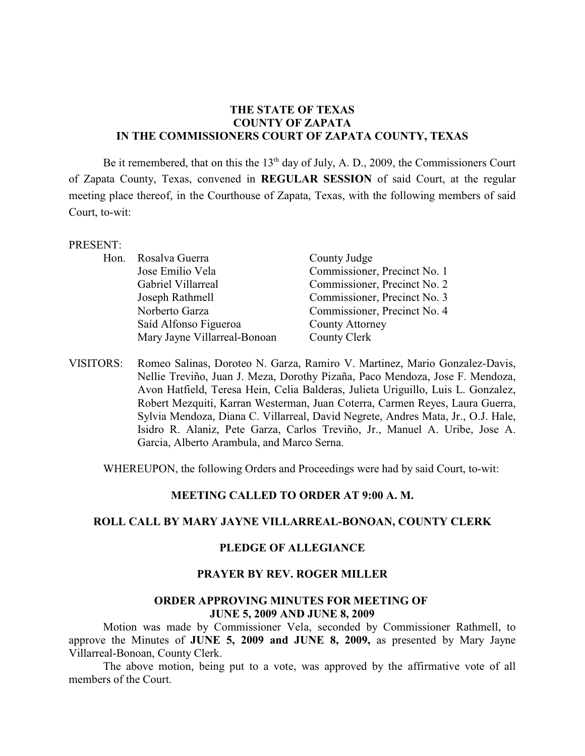**THE STATE OF TEXAS**
**COUNTY OF ZAPATA**
**IN THE COMMISSIONERS COURT OF ZAPATA COUNTY, TEXAS**

Be it remembered, that on this the 13th day of July, A. D., 2009, the Commissioners Court of Zapata County, Texas, convened in **REGULAR SESSION** of said Court, at the regular meeting place thereof, in the Courthouse of Zapata, Texas, with the following members of said Court, to-wit:

PRESENT:

| | | |
|---|---|---|
| Hon. | Rosalva Guerra | County Judge |
| | Jose Emilio Vela | Commissioner, Precinct No. 1 |
| | Gabriel Villarreal | Commissioner, Precinct No. 2 |
| | Joseph Rathmell | Commissioner, Precinct No. 3 |
| | Norberto Garza | Commissioner, Precinct No. 4 |
| | Saíd Alfonso Figueroa | County Attorney |
| | Mary Jayne Villarreal-Bonoan | County Clerk |

VISITORS: Romeo Salinas, Doroteo N. Garza, Ramiro V. Martinez, Mario Gonzalez-Davis, Nellie Treviño, Juan J. Meza, Dorothy Pizaña, Paco Mendoza, Jose F. Mendoza, Avon Hatfield, Teresa Hein, Celia Balderas, Julieta Uriguillo, Luis L. Gonzalez, Robert Mezquiti, Karran Westerman, Juan Coterra, Carmen Reyes, Laura Guerra, Sylvia Mendoza, Diana C. Villarreal, David Negrete, Andres Mata, Jr., O.J. Hale, Isidro R. Alaniz, Pete Garza, Carlos Treviño, Jr., Manuel A. Uribe, Jose A. Garcia, Alberto Arambula, and Marco Serna.

WHEREUPON, the following Orders and Proceedings were had by said Court, to-wit:

**MEETING CALLED TO ORDER AT 9:00 A. M.**

**ROLL CALL BY MARY JAYNE VILLARREAL-BONOAN, COUNTY CLERK**

**PLEDGE OF ALLEGIANCE**

**PRAYER BY REV. ROGER MILLER**

**ORDER APPROVING MINUTES FOR MEETING OF JUNE 5, 2009 AND JUNE 8, 2009**

Motion was made by Commissioner Vela, seconded by Commissioner Rathmell, to approve the Minutes of **JUNE 5, 2009 and JUNE 8, 2009,** as presented by Mary Jayne Villarreal-Bonoan, County Clerk.

The above motion, being put to a vote, was approved by the affirmative vote of all members of the Court.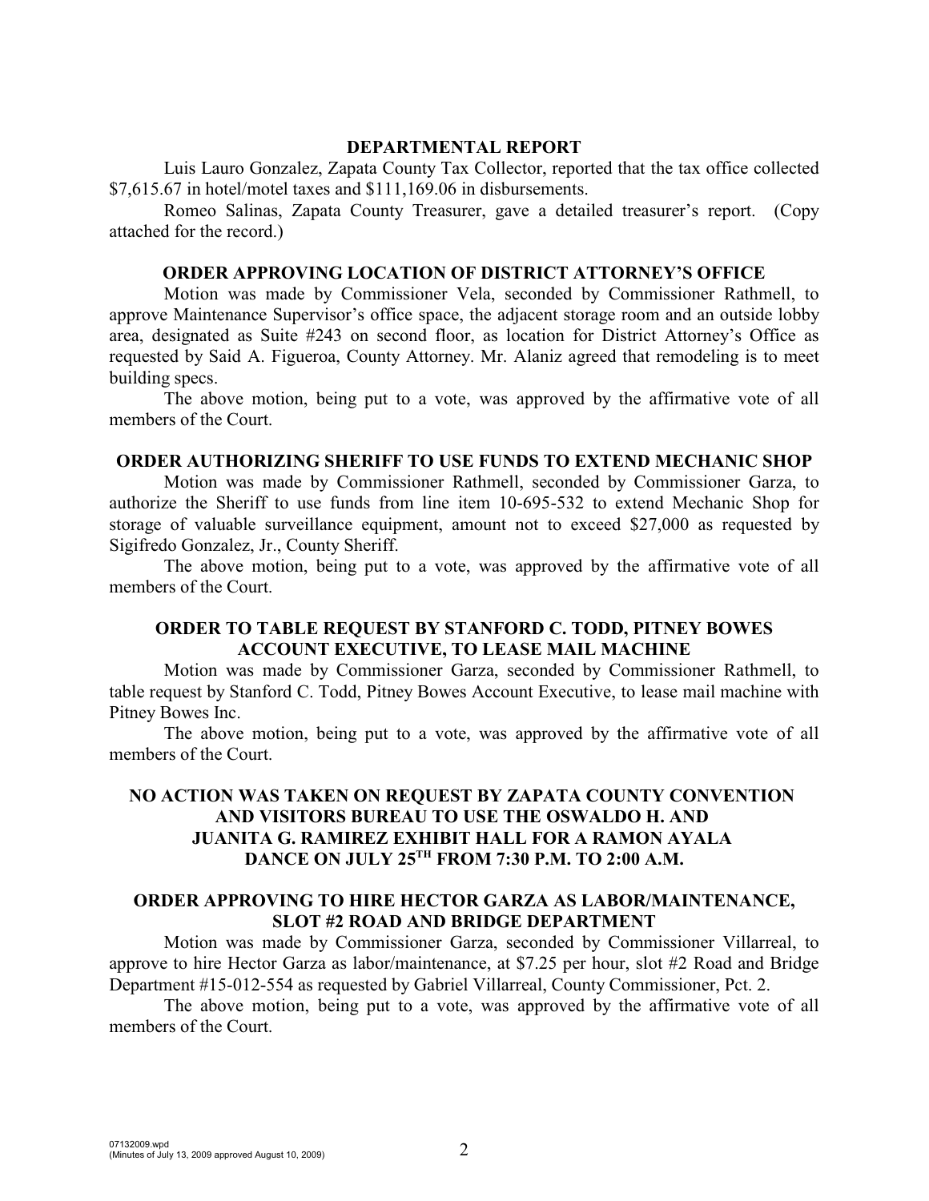## DEPARTMENTAL REPORT

Luis Lauro Gonzalez, Zapata County Tax Collector, reported that the tax office collected $7,615.67 in hotel/motel taxes and $111,169.06 in disbursements.

Romeo Salinas, Zapata County Treasurer, gave a detailed treasurer's report. (Copy attached for the record.)

## ORDER APPROVING LOCATION OF DISTRICT ATTORNEY'S OFFICE

Motion was made by Commissioner Vela, seconded by Commissioner Rathmell, to approve Maintenance Supervisor's office space, the adjacent storage room and an outside lobby area, designated as Suite #243 on second floor, as location for District Attorney's Office as requested by Said A. Figueroa, County Attorney. Mr. Alaniz agreed that remodeling is to meet building specs.

The above motion, being put to a vote, was approved by the affirmative vote of all members of the Court.

## ORDER AUTHORIZING SHERIFF TO USE FUNDS TO EXTEND MECHANIC SHOP

Motion was made by Commissioner Rathmell, seconded by Commissioner Garza, to authorize the Sheriff to use funds from line item 10-695-532 to extend Mechanic Shop for storage of valuable surveillance equipment, amount not to exceed $27,000 as requested by Sigifredo Gonzalez, Jr., County Sheriff.

The above motion, being put to a vote, was approved by the affirmative vote of all members of the Court.

## ORDER TO TABLE REQUEST BY STANFORD C. TODD, PITNEY BOWES ACCOUNT EXECUTIVE, TO LEASE MAIL MACHINE

Motion was made by Commissioner Garza, seconded by Commissioner Rathmell, to table request by Stanford C. Todd, Pitney Bowes Account Executive, to lease mail machine with Pitney Bowes Inc.

The above motion, being put to a vote, was approved by the affirmative vote of all members of the Court.

## NO ACTION WAS TAKEN ON REQUEST BY ZAPATA COUNTY CONVENTION AND VISITORS BUREAU TO USE THE OSWALDO H. AND JUANITA G. RAMIREZ EXHIBIT HALL FOR A RAMON AYALA DANCE ON JULY 25TH FROM 7:30 P.M. TO 2:00 A.M.

## ORDER APPROVING TO HIRE HECTOR GARZA AS LABOR/MAINTENANCE, SLOT #2 ROAD AND BRIDGE DEPARTMENT

Motion was made by Commissioner Garza, seconded by Commissioner Villarreal, to approve to hire Hector Garza as labor/maintenance, at $7.25 per hour, slot #2 Road and Bridge Department #15-012-554 as requested by Gabriel Villarreal, County Commissioner, Pct. 2.

The above motion, being put to a vote, was approved by the affirmative vote of all members of the Court.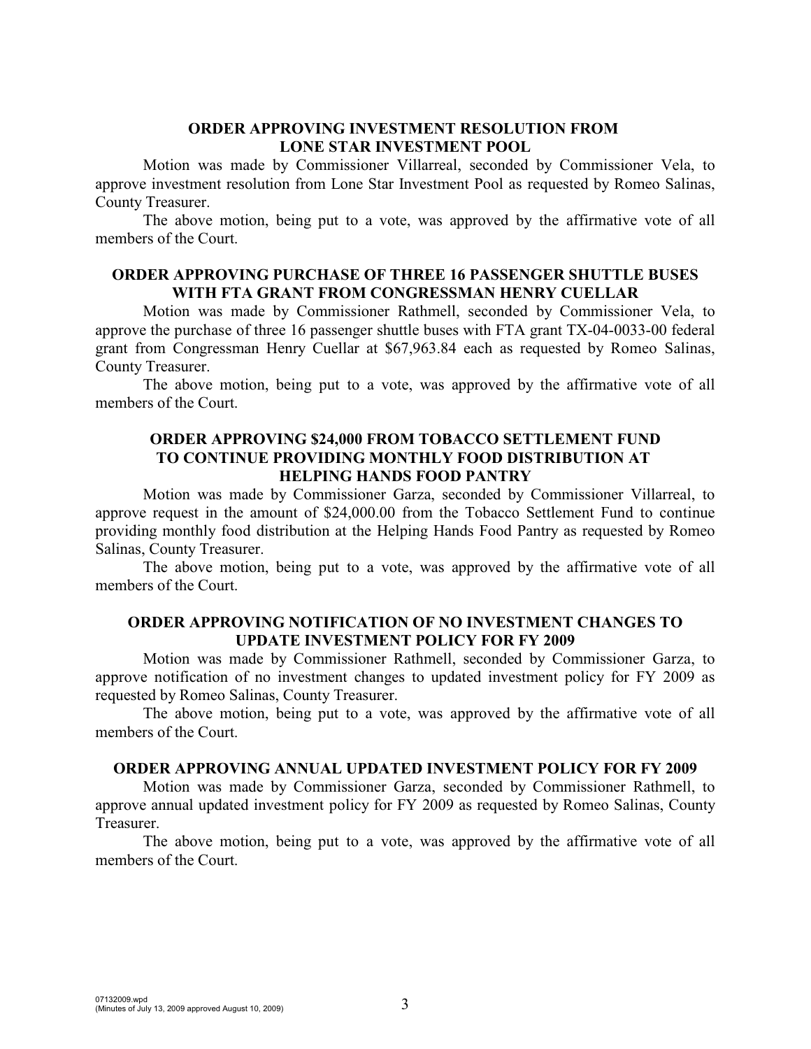**ORDER APPROVING INVESTMENT RESOLUTION FROM LONE STAR INVESTMENT POOL**

Motion was made by Commissioner Villarreal, seconded by Commissioner Vela, to approve investment resolution from Lone Star Investment Pool as requested by Romeo Salinas, County Treasurer.

The above motion, being put to a vote, was approved by the affirmative vote of all members of the Court.

**ORDER APPROVING PURCHASE OF THREE 16 PASSENGER SHUTTLE BUSES WITH FTA GRANT FROM CONGRESSMAN HENRY CUELLAR**

Motion was made by Commissioner Rathmell, seconded by Commissioner Vela, to approve the purchase of three 16 passenger shuttle buses with FTA grant TX-04-0033-00 federal grant from Congressman Henry Cuellar at $67,963.84 each as requested by Romeo Salinas, County Treasurer.

The above motion, being put to a vote, was approved by the affirmative vote of all members of the Court.

**ORDER APPROVING $24,000 FROM TOBACCO SETTLEMENT FUND TO CONTINUE PROVIDING MONTHLY FOOD DISTRIBUTION AT HELPING HANDS FOOD PANTRY**

Motion was made by Commissioner Garza, seconded by Commissioner Villarreal, to approve request in the amount of $24,000.00 from the Tobacco Settlement Fund to continue providing monthly food distribution at the Helping Hands Food Pantry as requested by Romeo Salinas, County Treasurer.

The above motion, being put to a vote, was approved by the affirmative vote of all members of the Court.

**ORDER APPROVING NOTIFICATION OF NO INVESTMENT CHANGES TO UPDATE INVESTMENT POLICY FOR FY 2009**

Motion was made by Commissioner Rathmell, seconded by Commissioner Garza, to approve notification of no investment changes to updated investment policy for FY 2009 as requested by Romeo Salinas, County Treasurer.

The above motion, being put to a vote, was approved by the affirmative vote of all members of the Court.

**ORDER APPROVING ANNUAL UPDATED INVESTMENT POLICY FOR FY 2009**

Motion was made by Commissioner Garza, seconded by Commissioner Rathmell, to approve annual updated investment policy for FY 2009 as requested by Romeo Salinas, County Treasurer.

The above motion, being put to a vote, was approved by the affirmative vote of all members of the Court.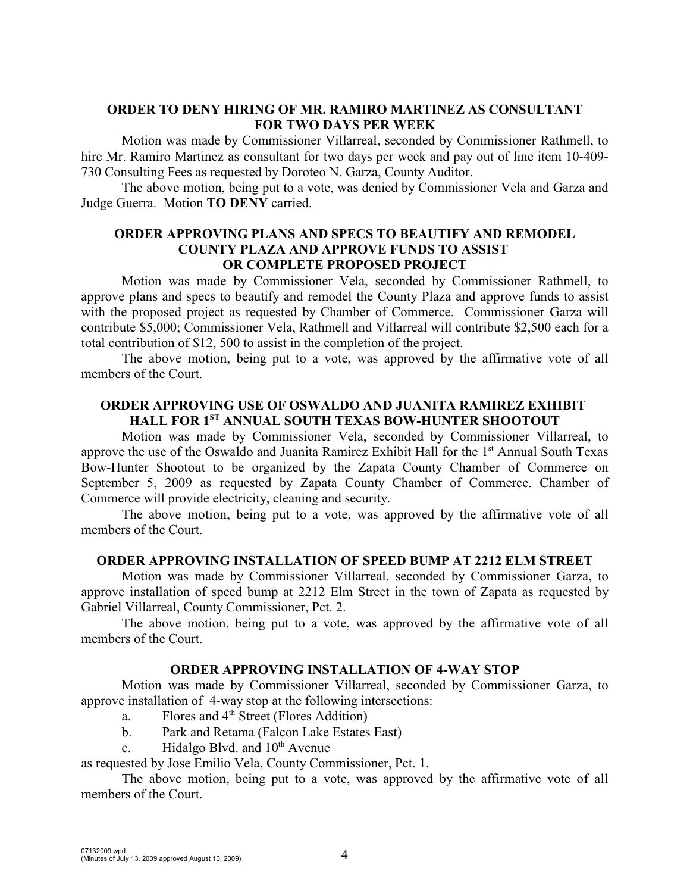**ORDER TO DENY HIRING OF MR. RAMIRO MARTINEZ AS CONSULTANT FOR TWO DAYS PER WEEK**

Motion was made by Commissioner Villarreal, seconded by Commissioner Rathmell, to hire Mr. Ramiro Martinez as consultant for two days per week and pay out of line item 10-409-730 Consulting Fees as requested by Doroteo N. Garza, County Auditor.

The above motion, being put to a vote, was denied by Commissioner Vela and Garza and Judge Guerra. Motion **TO DENY** carried.

**ORDER APPROVING PLANS AND SPECS TO BEAUTIFY AND REMODEL COUNTY PLAZA AND APPROVE FUNDS TO ASSIST OR COMPLETE PROPOSED PROJECT**

Motion was made by Commissioner Vela, seconded by Commissioner Rathmell, to approve plans and specs to beautify and remodel the County Plaza and approve funds to assist with the proposed project as requested by Chamber of Commerce. Commissioner Garza will contribute $5,000; Commissioner Vela, Rathmell and Villarreal will contribute $2,500 each for a total contribution of $12, 500 to assist in the completion of the project.

The above motion, being put to a vote, was approved by the affirmative vote of all members of the Court.

**ORDER APPROVING USE OF OSWALDO AND JUANITA RAMIREZ EXHIBIT HALL FOR 1ST ANNUAL SOUTH TEXAS BOW-HUNTER SHOOTOUT**

Motion was made by Commissioner Vela, seconded by Commissioner Villarreal, to approve the use of the Oswaldo and Juanita Ramirez Exhibit Hall for the 1st Annual South Texas Bow-Hunter Shootout to be organized by the Zapata County Chamber of Commerce on September 5, 2009 as requested by Zapata County Chamber of Commerce. Chamber of Commerce will provide electricity, cleaning and security.

The above motion, being put to a vote, was approved by the affirmative vote of all members of the Court.

**ORDER APPROVING INSTALLATION OF SPEED BUMP AT 2212 ELM STREET**

Motion was made by Commissioner Villarreal, seconded by Commissioner Garza, to approve installation of speed bump at 2212 Elm Street in the town of Zapata as requested by Gabriel Villarreal, County Commissioner, Pct. 2.

The above motion, being put to a vote, was approved by the affirmative vote of all members of the Court.

**ORDER APPROVING INSTALLATION OF 4-WAY STOP**

Motion was made by Commissioner Villarreal, seconded by Commissioner Garza, to approve installation of 4-way stop at the following intersections:

a. Flores and 4th Street (Flores Addition)
b. Park and Retama (Falcon Lake Estates East)
c. Hidalgo Blvd. and 10th Avenue

as requested by Jose Emilio Vela, County Commissioner, Pct. 1.

The above motion, being put to a vote, was approved by the affirmative vote of all members of the Court.

07132009.wpd
(Minutes of July 13, 2009 approved August 10, 2009)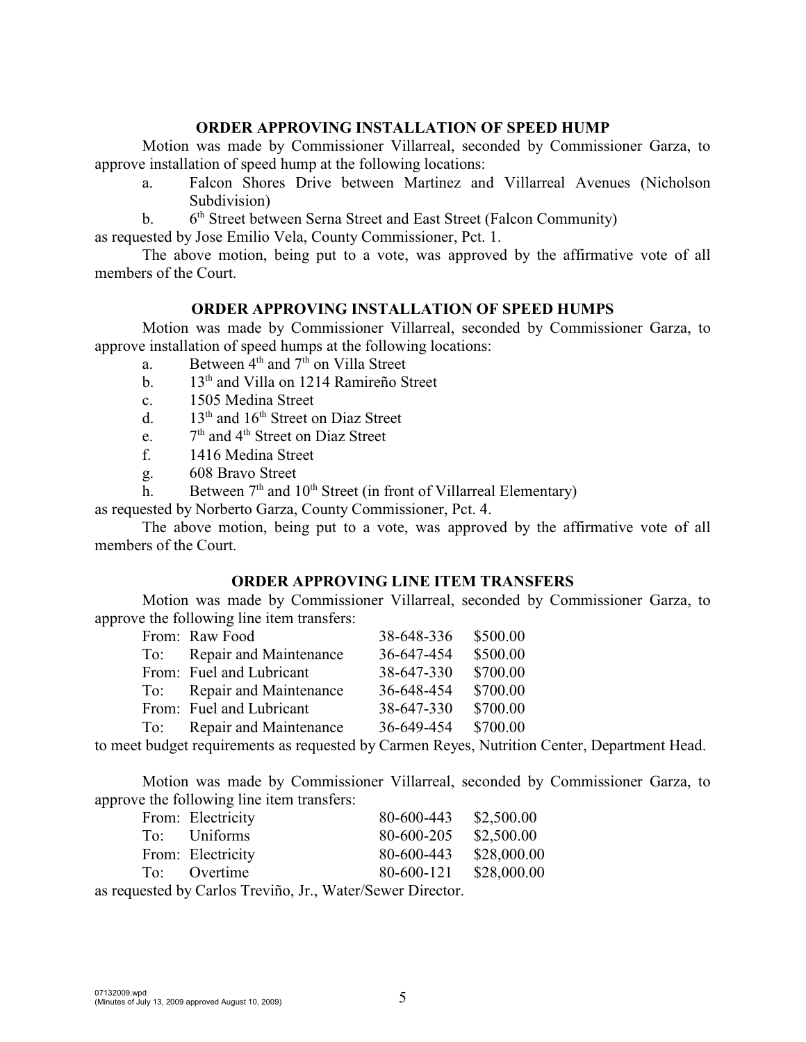### ORDER APPROVING INSTALLATION OF SPEED HUMP

Motion was made by Commissioner Villarreal, seconded by Commissioner Garza, to approve installation of speed hump at the following locations:

a. Falcon Shores Drive between Martinez and Villarreal Avenues (Nicholson Subdivision)

b. 6th Street between Serna Street and East Street (Falcon Community)

as requested by Jose Emilio Vela, County Commissioner, Pct. 1.

The above motion, being put to a vote, was approved by the affirmative vote of all members of the Court.

### ORDER APPROVING INSTALLATION OF SPEED HUMPS

Motion was made by Commissioner Villarreal, seconded by Commissioner Garza, to approve installation of speed humps at the following locations:

a. Between 4th and 7th on Villa Street

b. 13th and Villa on 1214 Ramireño Street

c. 1505 Medina Street

d. 13th and 16th Street on Diaz Street

e. 7th and 4th Street on Diaz Street

f. 1416 Medina Street

g. 608 Bravo Street

h. Between 7th and 10th Street (in front of Villarreal Elementary)

as requested by Norberto Garza, County Commissioner, Pct. 4.

The above motion, being put to a vote, was approved by the affirmative vote of all members of the Court.

### ORDER APPROVING LINE ITEM TRANSFERS

Motion was made by Commissioner Villarreal, seconded by Commissioner Garza, to approve the following line item transfers:

| | | | |
|---|---|---|---|
| From: | Raw Food | 38-648-336 | \$500.00 |
| To: | Repair and Maintenance | 36-647-454 | \$500.00 |
| From: | Fuel and Lubricant | 38-647-330 | \$700.00 |
| To: | Repair and Maintenance | 36-648-454 | \$700.00 |
| From: | Fuel and Lubricant | 38-647-330 | \$700.00 |
| To: | Repair and Maintenance | 36-649-454 | \$700.00 |

to meet budget requirements as requested by Carmen Reyes, Nutrition Center, Department Head.

Motion was made by Commissioner Villarreal, seconded by Commissioner Garza, to approve the following line item transfers:

| | | | |
|---|---|---|---|
| From: | Electricity | 80-600-443 | \$2,500.00 |
| To: | Uniforms | 80-600-205 | \$2,500.00 |
| From: | Electricity | 80-600-443 | \$28,000.00 |
| To: | Overtime | 80-600-121 | \$28,000.00 |

as requested by Carlos Treviño, Jr., Water/Sewer Director.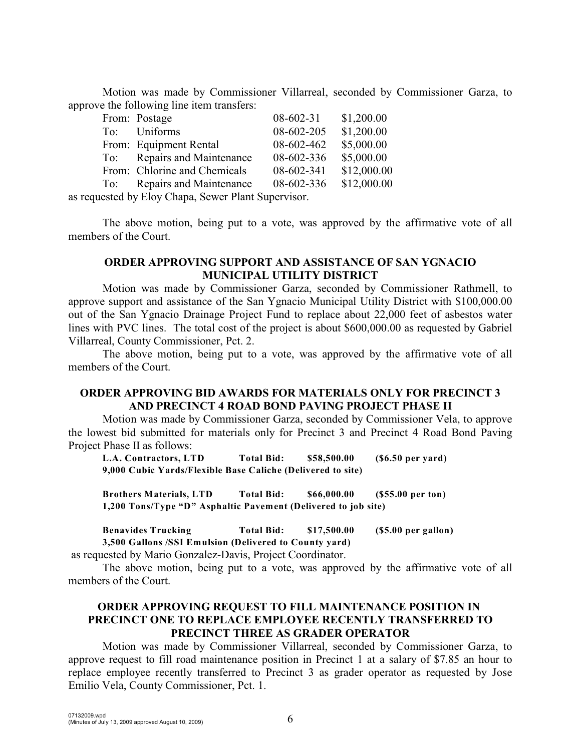Motion was made by Commissioner Villarreal, seconded by Commissioner Garza, to approve the following line item transfers:

| | | | |
|---|---|---|---|
| From: | Postage | 08-602-31 | \$1,200.00 |
| To: | Uniforms | 08-602-205 | \$1,200.00 |
| From: | Equipment Rental | 08-602-462 | \$5,000.00 |
| To: | Repairs and Maintenance | 08-602-336 | \$5,000.00 |
| From: | Chlorine and Chemicals | 08-602-341 | \$12,000.00 |
| To: | Repairs and Maintenance | 08-602-336 | \$12,000.00 |

as requested by Eloy Chapa, Sewer Plant Supervisor.

The above motion, being put to a vote, was approved by the affirmative vote of all members of the Court.

**ORDER APPROVING SUPPORT AND ASSISTANCE OF SAN YGNACIO MUNICIPAL UTILITY DISTRICT**

Motion was made by Commissioner Garza, seconded by Commissioner Rathmell, to approve support and assistance of the San Ygnacio Municipal Utility District with \$100,000.00 out of the San Ygnacio Drainage Project Fund to replace about 22,000 feet of asbestos water lines with PVC lines. The total cost of the project is about \$600,000.00 as requested by Gabriel Villarreal, County Commissioner, Pct. 2.

The above motion, being put to a vote, was approved by the affirmative vote of all members of the Court.

**ORDER APPROVING BID AWARDS FOR MATERIALS ONLY FOR PRECINCT 3 AND PRECINCT 4 ROAD BOND PAVING PROJECT PHASE II**

Motion was made by Commissioner Garza, seconded by Commissioner Vela, to approve the lowest bid submitted for materials only for Precinct 3 and Precinct 4 Road Bond Paving Project Phase II as follows:

**L.A. Contractors, LTD Total Bid: \$58,500.00 (\$6.50 per yard)**
**9,000 Cubic Yards/Flexible Base Caliche (Delivered to site)**

**Brothers Materials, LTD Total Bid: \$66,000.00 (\$55.00 per ton)**
**1,200 Tons/Type "D" Asphaltic Pavement (Delivered to job site)**

**Benavides Trucking Total Bid: \$17,500.00 (\$5.00 per gallon)**
**3,500 Gallons /SSI Emulsion (Delivered to County yard)**

as requested by Mario Gonzalez-Davis, Project Coordinator.

The above motion, being put to a vote, was approved by the affirmative vote of all members of the Court.

**ORDER APPROVING REQUEST TO FILL MAINTENANCE POSITION IN PRECINCT ONE TO REPLACE EMPLOYEE RECENTLY TRANSFERRED TO PRECINCT THREE AS GRADER OPERATOR**

Motion was made by Commissioner Villarreal, seconded by Commissioner Garza, to approve request to fill road maintenance position in Precinct 1 at a salary of \$7.85 an hour to replace employee recently transferred to Precinct 3 as grader operator as requested by Jose Emilio Vela, County Commissioner, Pct. 1.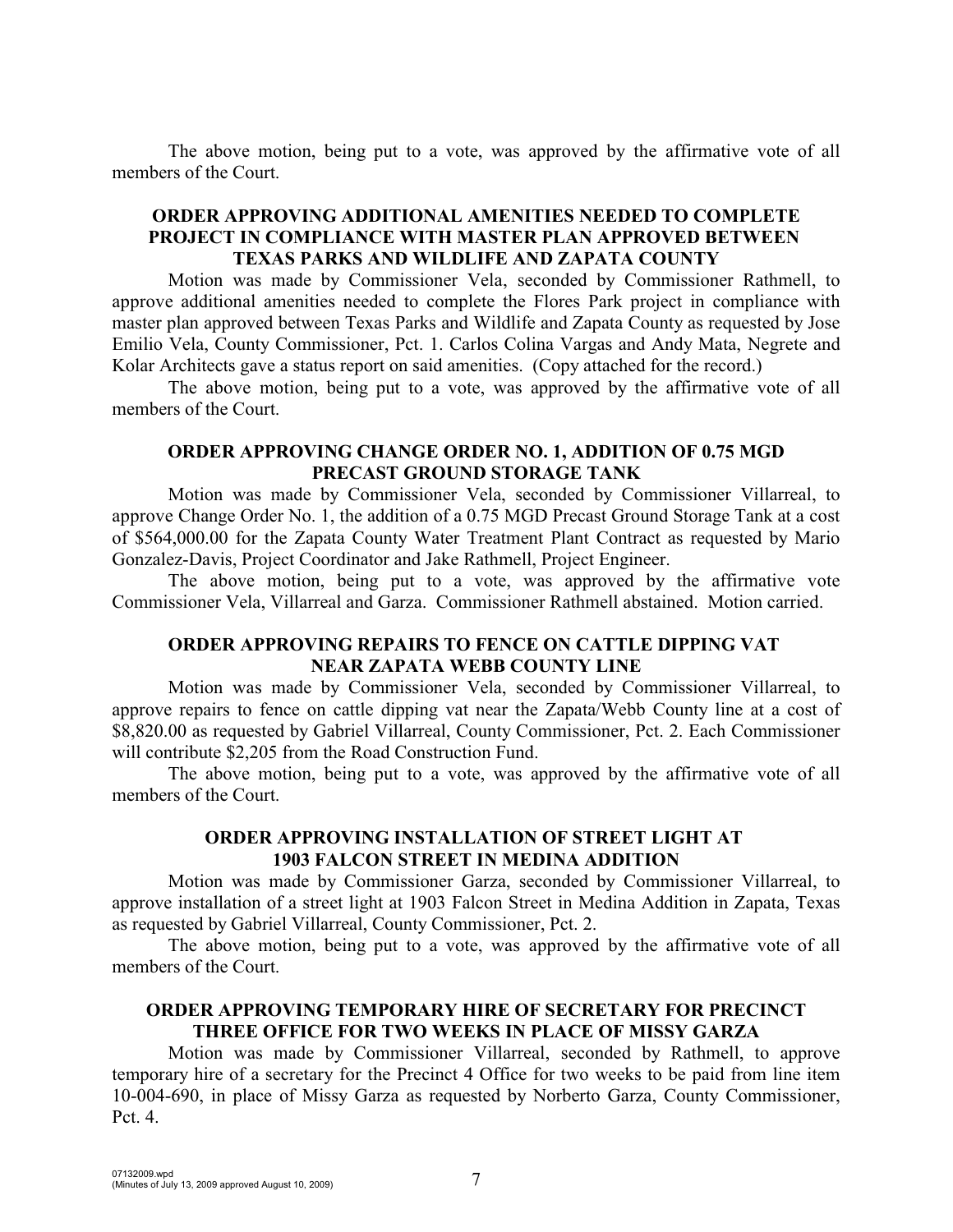The above motion, being put to a vote, was approved by the affirmative vote of all members of the Court.

### ORDER APPROVING ADDITIONAL AMENITIES NEEDED TO COMPLETE PROJECT IN COMPLIANCE WITH MASTER PLAN APPROVED BETWEEN TEXAS PARKS AND WILDLIFE AND ZAPATA COUNTY

Motion was made by Commissioner Vela, seconded by Commissioner Rathmell, to approve additional amenities needed to complete the Flores Park project in compliance with master plan approved between Texas Parks and Wildlife and Zapata County as requested by Jose Emilio Vela, County Commissioner, Pct. 1. Carlos Colina Vargas and Andy Mata, Negrete and Kolar Architects gave a status report on said amenities. (Copy attached for the record.)

The above motion, being put to a vote, was approved by the affirmative vote of all members of the Court.

### ORDER APPROVING CHANGE ORDER NO. 1, ADDITION OF 0.75 MGD PRECAST GROUND STORAGE TANK

Motion was made by Commissioner Vela, seconded by Commissioner Villarreal, to approve Change Order No. 1, the addition of a 0.75 MGD Precast Ground Storage Tank at a cost of $564,000.00 for the Zapata County Water Treatment Plant Contract as requested by Mario Gonzalez-Davis, Project Coordinator and Jake Rathmell, Project Engineer.

The above motion, being put to a vote, was approved by the affirmative vote Commissioner Vela, Villarreal and Garza. Commissioner Rathmell abstained. Motion carried.

### ORDER APPROVING REPAIRS TO FENCE ON CATTLE DIPPING VAT NEAR ZAPATA WEBB COUNTY LINE

Motion was made by Commissioner Vela, seconded by Commissioner Villarreal, to approve repairs to fence on cattle dipping vat near the Zapata/Webb County line at a cost of $8,820.00 as requested by Gabriel Villarreal, County Commissioner, Pct. 2. Each Commissioner will contribute $2,205 from the Road Construction Fund.

The above motion, being put to a vote, was approved by the affirmative vote of all members of the Court.

### ORDER APPROVING INSTALLATION OF STREET LIGHT AT 1903 FALCON STREET IN MEDINA ADDITION

Motion was made by Commissioner Garza, seconded by Commissioner Villarreal, to approve installation of a street light at 1903 Falcon Street in Medina Addition in Zapata, Texas as requested by Gabriel Villarreal, County Commissioner, Pct. 2.

The above motion, being put to a vote, was approved by the affirmative vote of all members of the Court.

### ORDER APPROVING TEMPORARY HIRE OF SECRETARY FOR PRECINCT THREE OFFICE FOR TWO WEEKS IN PLACE OF MISSY GARZA

Motion was made by Commissioner Villarreal, seconded by Rathmell, to approve temporary hire of a secretary for the Precinct 4 Office for two weeks to be paid from line item 10-004-690, in place of Missy Garza as requested by Norberto Garza, County Commissioner, Pct. 4.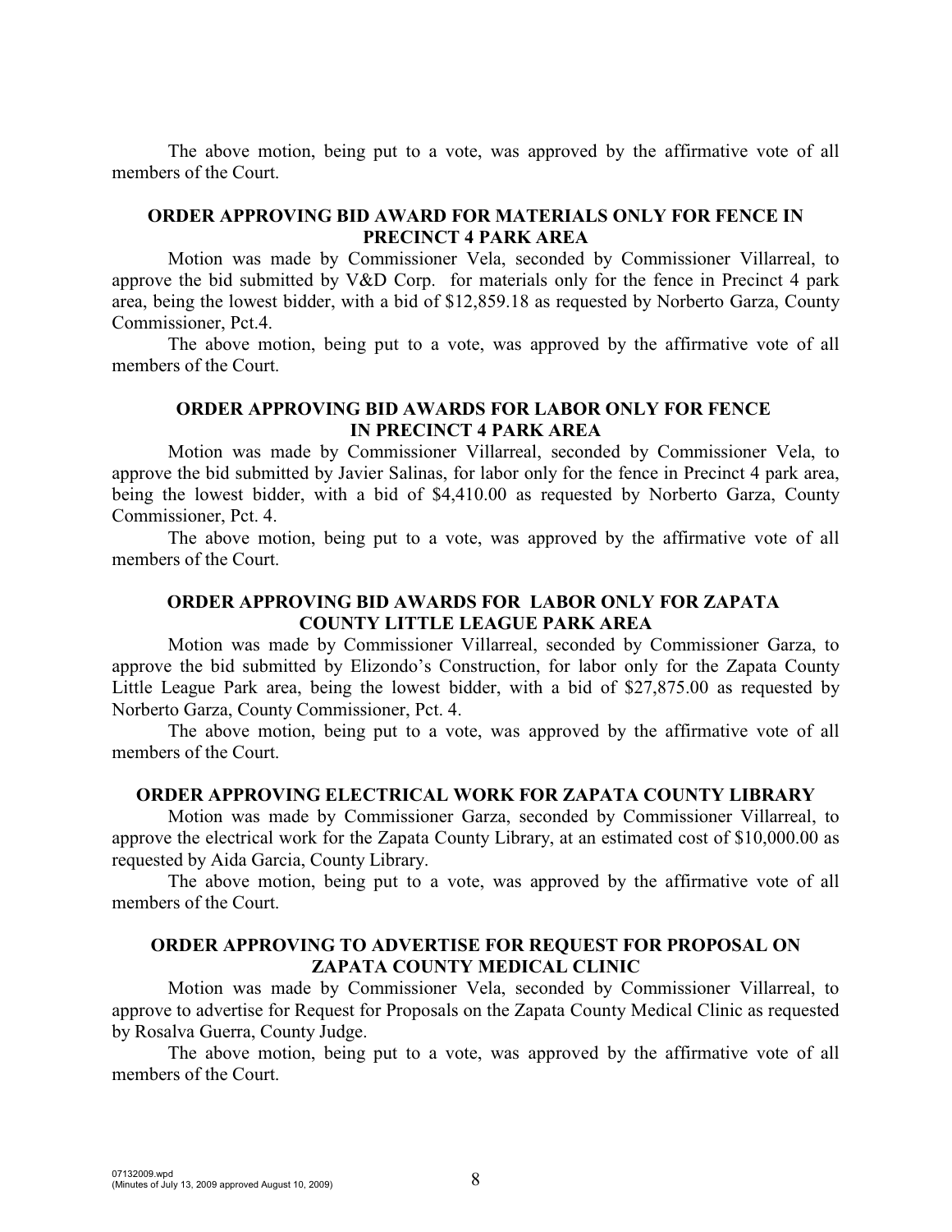The above motion, being put to a vote, was approved by the affirmative vote of all members of the Court.

**ORDER APPROVING BID AWARD FOR MATERIALS ONLY FOR FENCE IN PRECINCT 4 PARK AREA**

Motion was made by Commissioner Vela, seconded by Commissioner Villarreal, to approve the bid submitted by V&D Corp. for materials only for the fence in Precinct 4 park area, being the lowest bidder, with a bid of $12,859.18 as requested by Norberto Garza, County Commissioner, Pct.4.

The above motion, being put to a vote, was approved by the affirmative vote of all members of the Court.

**ORDER APPROVING BID AWARDS FOR LABOR ONLY FOR FENCE IN PRECINCT 4 PARK AREA**

Motion was made by Commissioner Villarreal, seconded by Commissioner Vela, to approve the bid submitted by Javier Salinas, for labor only for the fence in Precinct 4 park area, being the lowest bidder, with a bid of $4,410.00 as requested by Norberto Garza, County Commissioner, Pct. 4.

The above motion, being put to a vote, was approved by the affirmative vote of all members of the Court.

**ORDER APPROVING BID AWARDS FOR LABOR ONLY FOR ZAPATA COUNTY LITTLE LEAGUE PARK AREA**

Motion was made by Commissioner Villarreal, seconded by Commissioner Garza, to approve the bid submitted by Elizondo's Construction, for labor only for the Zapata County Little League Park area, being the lowest bidder, with a bid of $27,875.00 as requested by Norberto Garza, County Commissioner, Pct. 4.

The above motion, being put to a vote, was approved by the affirmative vote of all members of the Court.

**ORDER APPROVING ELECTRICAL WORK FOR ZAPATA COUNTY LIBRARY**

Motion was made by Commissioner Garza, seconded by Commissioner Villarreal, to approve the electrical work for the Zapata County Library, at an estimated cost of $10,000.00 as requested by Aida Garcia, County Library.

The above motion, being put to a vote, was approved by the affirmative vote of all members of the Court.

**ORDER APPROVING TO ADVERTISE FOR REQUEST FOR PROPOSAL ON ZAPATA COUNTY MEDICAL CLINIC**

Motion was made by Commissioner Vela, seconded by Commissioner Villarreal, to approve to advertise for Request for Proposals on the Zapata County Medical Clinic as requested by Rosalva Guerra, County Judge.

The above motion, being put to a vote, was approved by the affirmative vote of all members of the Court.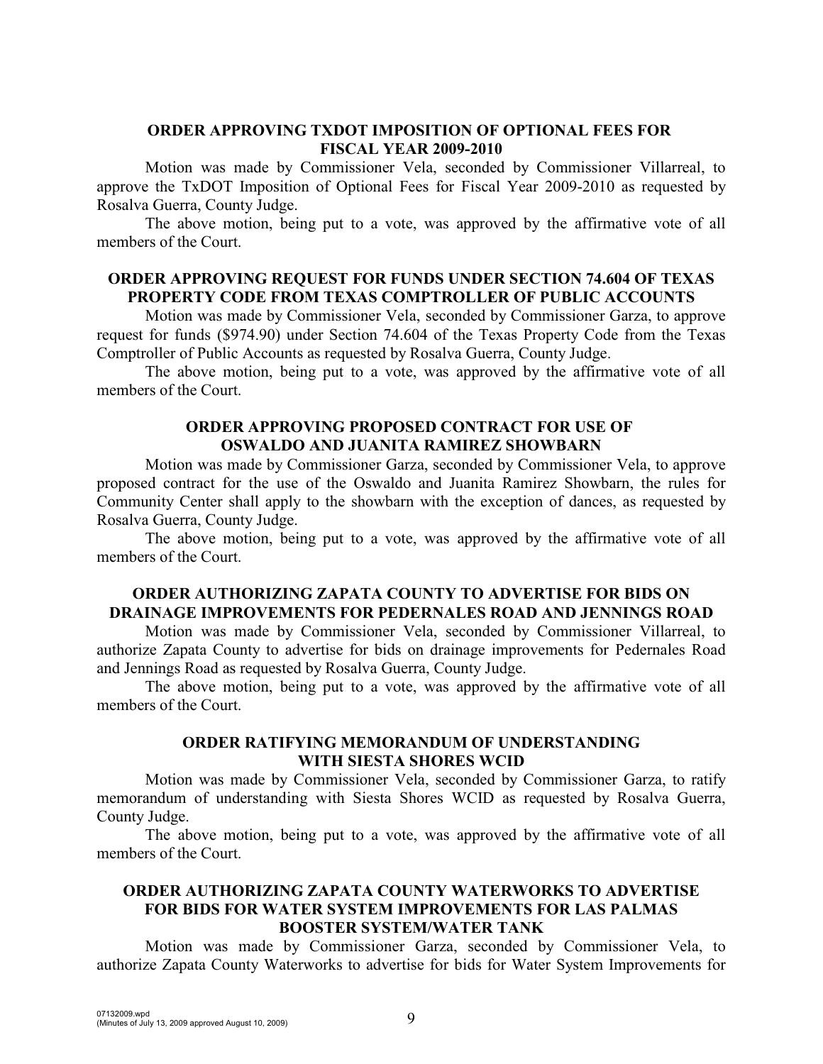**ORDER APPROVING TXDOT IMPOSITION OF OPTIONAL FEES FOR FISCAL YEAR 2009-2010**

Motion was made by Commissioner Vela, seconded by Commissioner Villarreal, to approve the TxDOT Imposition of Optional Fees for Fiscal Year 2009-2010 as requested by Rosalva Guerra, County Judge.

The above motion, being put to a vote, was approved by the affirmative vote of all members of the Court.

**ORDER APPROVING REQUEST FOR FUNDS UNDER SECTION 74.604 OF TEXAS PROPERTY CODE FROM TEXAS COMPTROLLER OF PUBLIC ACCOUNTS**

Motion was made by Commissioner Vela, seconded by Commissioner Garza, to approve request for funds ($974.90) under Section 74.604 of the Texas Property Code from the Texas Comptroller of Public Accounts as requested by Rosalva Guerra, County Judge.

The above motion, being put to a vote, was approved by the affirmative vote of all members of the Court.

**ORDER APPROVING PROPOSED CONTRACT FOR USE OF OSWALDO AND JUANITA RAMIREZ SHOWBARN**

Motion was made by Commissioner Garza, seconded by Commissioner Vela, to approve proposed contract for the use of the Oswaldo and Juanita Ramirez Showbarn, the rules for Community Center shall apply to the showbarn with the exception of dances, as requested by Rosalva Guerra, County Judge.

The above motion, being put to a vote, was approved by the affirmative vote of all members of the Court.

**ORDER AUTHORIZING ZAPATA COUNTY TO ADVERTISE FOR BIDS ON DRAINAGE IMPROVEMENTS FOR PEDERNALES ROAD AND JENNINGS ROAD**

Motion was made by Commissioner Vela, seconded by Commissioner Villarreal, to authorize Zapata County to advertise for bids on drainage improvements for Pedernales Road and Jennings Road as requested by Rosalva Guerra, County Judge.

The above motion, being put to a vote, was approved by the affirmative vote of all members of the Court.

**ORDER RATIFYING MEMORANDUM OF UNDERSTANDING WITH SIESTA SHORES WCID**

Motion was made by Commissioner Vela, seconded by Commissioner Garza, to ratify memorandum of understanding with Siesta Shores WCID as requested by Rosalva Guerra, County Judge.

The above motion, being put to a vote, was approved by the affirmative vote of all members of the Court.

**ORDER AUTHORIZING ZAPATA COUNTY WATERWORKS TO ADVERTISE FOR BIDS FOR WATER SYSTEM IMPROVEMENTS FOR LAS PALMAS BOOSTER SYSTEM/WATER TANK**

Motion was made by Commissioner Garza, seconded by Commissioner Vela, to authorize Zapata County Waterworks to advertise for bids for Water System Improvements for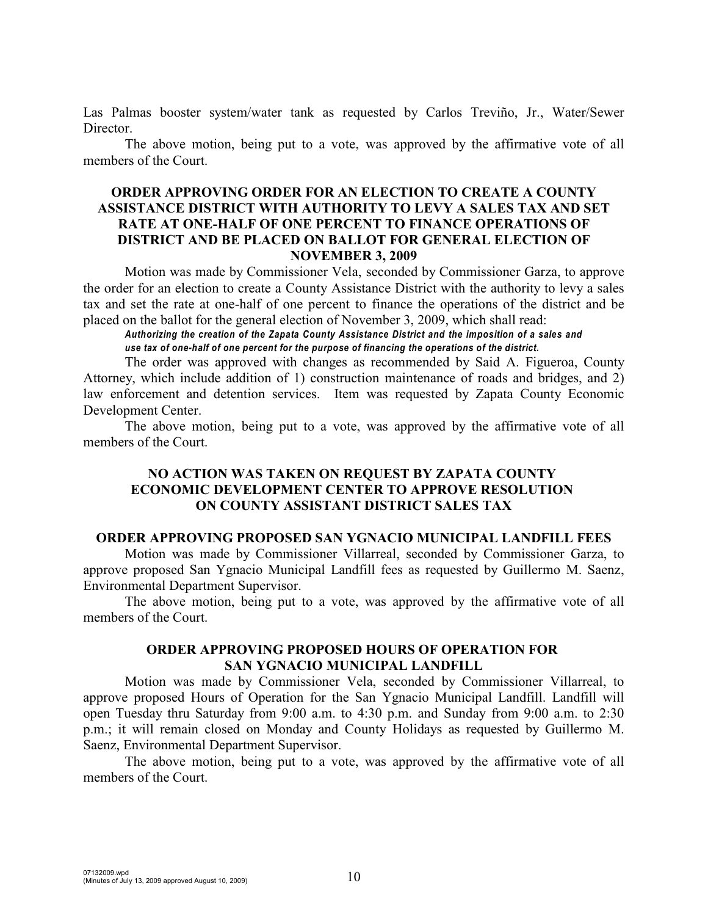Las Palmas booster system/water tank as requested by Carlos Treviño, Jr., Water/Sewer Director.

The above motion, being put to a vote, was approved by the affirmative vote of all members of the Court.

### ORDER APPROVING ORDER FOR AN ELECTION TO CREATE A COUNTY ASSISTANCE DISTRICT WITH AUTHORITY TO LEVY A SALES TAX AND SET RATE AT ONE-HALF OF ONE PERCENT TO FINANCE OPERATIONS OF DISTRICT AND BE PLACED ON BALLOT FOR GENERAL ELECTION OF NOVEMBER 3, 2009

Motion was made by Commissioner Vela, seconded by Commissioner Garza, to approve the order for an election to create a County Assistance District with the authority to levy a sales tax and set the rate at one-half of one percent to finance the operations of the district and be placed on the ballot for the general election of November 3, 2009, which shall read:

***Authorizing the creation of the Zapata County Assistance District and the imposition of a sales and use tax of one-half of one percent for the purpose of financing the operations of the district.***

The order was approved with changes as recommended by Said A. Figueroa, County Attorney, which include addition of 1) construction maintenance of roads and bridges, and 2) law enforcement and detention services. Item was requested by Zapata County Economic Development Center.

The above motion, being put to a vote, was approved by the affirmative vote of all members of the Court.

### NO ACTION WAS TAKEN ON REQUEST BY ZAPATA COUNTY ECONOMIC DEVELOPMENT CENTER TO APPROVE RESOLUTION ON COUNTY ASSISTANT DISTRICT SALES TAX

### ORDER APPROVING PROPOSED SAN YGNACIO MUNICIPAL LANDFILL FEES

Motion was made by Commissioner Villarreal, seconded by Commissioner Garza, to approve proposed San Ygnacio Municipal Landfill fees as requested by Guillermo M. Saenz, Environmental Department Supervisor.

The above motion, being put to a vote, was approved by the affirmative vote of all members of the Court.

### ORDER APPROVING PROPOSED HOURS OF OPERATION FOR SAN YGNACIO MUNICIPAL LANDFILL

Motion was made by Commissioner Vela, seconded by Commissioner Villarreal, to approve proposed Hours of Operation for the San Ygnacio Municipal Landfill. Landfill will open Tuesday thru Saturday from 9:00 a.m. to 4:30 p.m. and Sunday from 9:00 a.m. to 2:30 p.m.; it will remain closed on Monday and County Holidays as requested by Guillermo M. Saenz, Environmental Department Supervisor.

The above motion, being put to a vote, was approved by the affirmative vote of all members of the Court.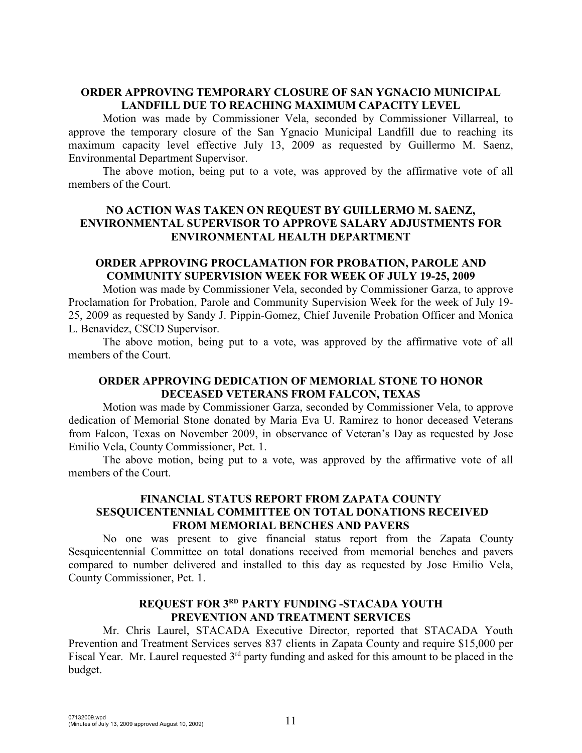### ORDER APPROVING TEMPORARY CLOSURE OF SAN YGNACIO MUNICIPAL LANDFILL DUE TO REACHING MAXIMUM CAPACITY LEVEL

Motion was made by Commissioner Vela, seconded by Commissioner Villarreal, to approve the temporary closure of the San Ygnacio Municipal Landfill due to reaching its maximum capacity level effective July 13, 2009 as requested by Guillermo M. Saenz, Environmental Department Supervisor.

The above motion, being put to a vote, was approved by the affirmative vote of all members of the Court.

### NO ACTION WAS TAKEN ON REQUEST BY GUILLERMO M. SAENZ, ENVIRONMENTAL SUPERVISOR TO APPROVE SALARY ADJUSTMENTS FOR ENVIRONMENTAL HEALTH DEPARTMENT

### ORDER APPROVING PROCLAMATION FOR PROBATION, PAROLE AND COMMUNITY SUPERVISION WEEK FOR WEEK OF JULY 19-25, 2009

Motion was made by Commissioner Vela, seconded by Commissioner Garza, to approve Proclamation for Probation, Parole and Community Supervision Week for the week of July 19-25, 2009 as requested by Sandy J. Pippin-Gomez, Chief Juvenile Probation Officer and Monica L. Benavidez, CSCD Supervisor.

The above motion, being put to a vote, was approved by the affirmative vote of all members of the Court.

### ORDER APPROVING DEDICATION OF MEMORIAL STONE TO HONOR DECEASED VETERANS FROM FALCON, TEXAS

Motion was made by Commissioner Garza, seconded by Commissioner Vela, to approve dedication of Memorial Stone donated by Maria Eva U. Ramirez to honor deceased Veterans from Falcon, Texas on November 2009, in observance of Veteran's Day as requested by Jose Emilio Vela, County Commissioner, Pct. 1.

The above motion, being put to a vote, was approved by the affirmative vote of all members of the Court.

### FINANCIAL STATUS REPORT FROM ZAPATA COUNTY SESQUICENTENNIAL COMMITTEE ON TOTAL DONATIONS RECEIVED FROM MEMORIAL BENCHES AND PAVERS

No one was present to give financial status report from the Zapata County Sesquicentennial Committee on total donations received from memorial benches and pavers compared to number delivered and installed to this day as requested by Jose Emilio Vela, County Commissioner, Pct. 1.

### REQUEST FOR 3RD PARTY FUNDING -STACADA YOUTH PREVENTION AND TREATMENT SERVICES

Mr. Chris Laurel, STACADA Executive Director, reported that STACADA Youth Prevention and Treatment Services serves 837 clients in Zapata County and require $15,000 per Fiscal Year. Mr. Laurel requested 3rd party funding and asked for this amount to be placed in the budget.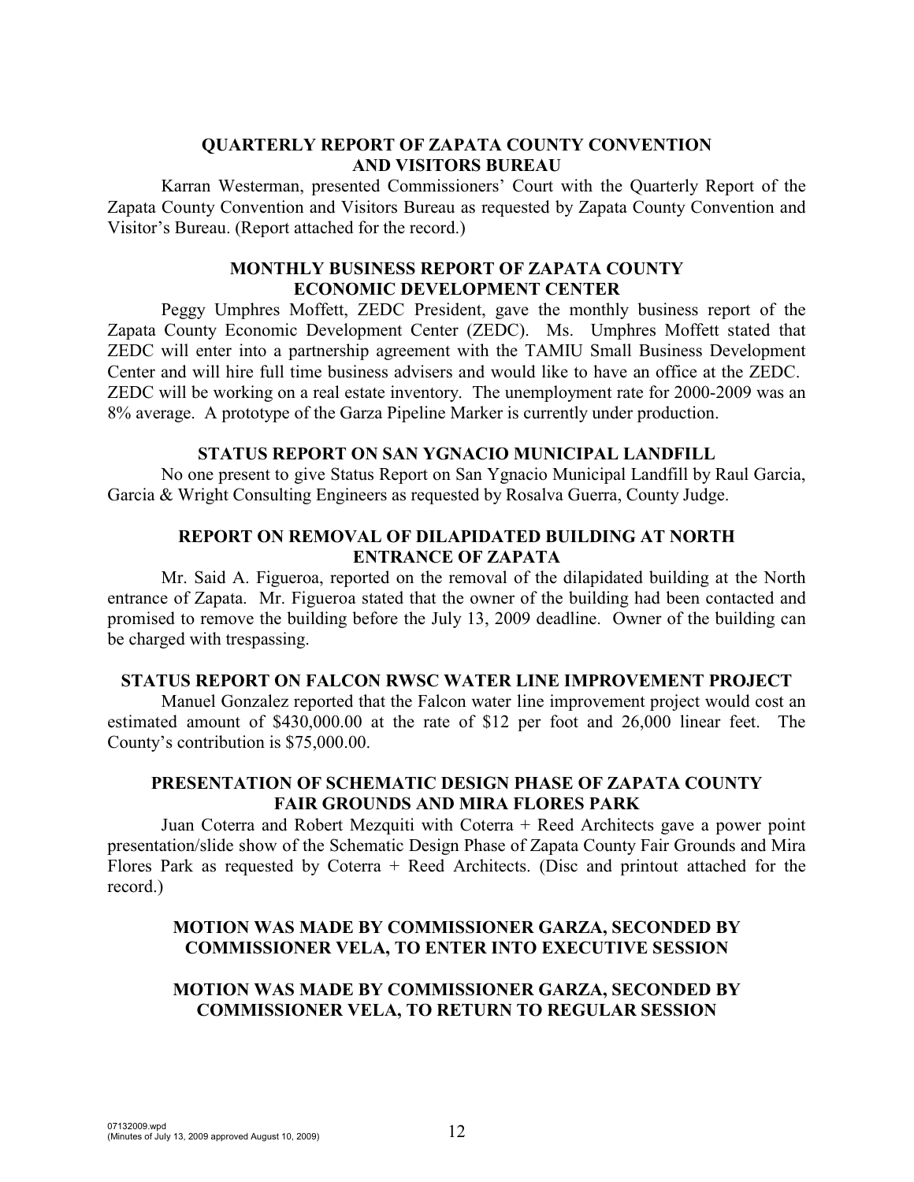## QUARTERLY REPORT OF ZAPATA COUNTY CONVENTION AND VISITORS BUREAU

Karran Westerman, presented Commissioners' Court with the Quarterly Report of the Zapata County Convention and Visitors Bureau as requested by Zapata County Convention and Visitor's Bureau. (Report attached for the record.)

## MONTHLY BUSINESS REPORT OF ZAPATA COUNTY ECONOMIC DEVELOPMENT CENTER

Peggy Umphres Moffett, ZEDC President, gave the monthly business report of the Zapata County Economic Development Center (ZEDC). Ms. Umphres Moffett stated that ZEDC will enter into a partnership agreement with the TAMIU Small Business Development Center and will hire full time business advisers and would like to have an office at the ZEDC. ZEDC will be working on a real estate inventory. The unemployment rate for 2000-2009 was an 8% average. A prototype of the Garza Pipeline Marker is currently under production.

## STATUS REPORT ON SAN YGNACIO MUNICIPAL LANDFILL

No one present to give Status Report on San Ygnacio Municipal Landfill by Raul Garcia, Garcia & Wright Consulting Engineers as requested by Rosalva Guerra, County Judge.

## REPORT ON REMOVAL OF DILAPIDATED BUILDING AT NORTH ENTRANCE OF ZAPATA

Mr. Said A. Figueroa, reported on the removal of the dilapidated building at the North entrance of Zapata. Mr. Figueroa stated that the owner of the building had been contacted and promised to remove the building before the July 13, 2009 deadline. Owner of the building can be charged with trespassing.

## STATUS REPORT ON FALCON RWSC WATER LINE IMPROVEMENT PROJECT

Manuel Gonzalez reported that the Falcon water line improvement project would cost an estimated amount of $430,000.00 at the rate of $12 per foot and 26,000 linear feet. The County's contribution is $75,000.00.

## PRESENTATION OF SCHEMATIC DESIGN PHASE OF ZAPATA COUNTY FAIR GROUNDS AND MIRA FLORES PARK

Juan Coterra and Robert Mezquiti with Coterra + Reed Architects gave a power point presentation/slide show of the Schematic Design Phase of Zapata County Fair Grounds and Mira Flores Park as requested by Coterra + Reed Architects. (Disc and printout attached for the record.)

## MOTION WAS MADE BY COMMISSIONER GARZA, SECONDED BY COMMISSIONER VELA, TO ENTER INTO EXECUTIVE SESSION

## MOTION WAS MADE BY COMMISSIONER GARZA, SECONDED BY COMMISSIONER VELA, TO RETURN TO REGULAR SESSION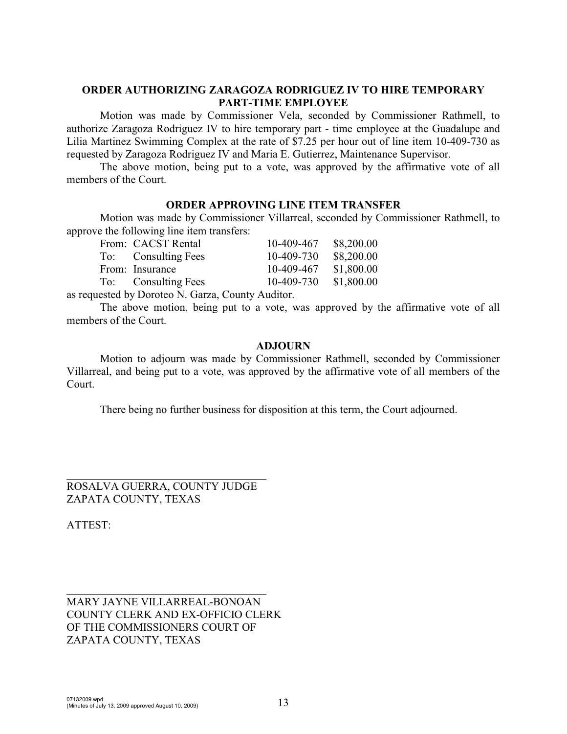**ORDER AUTHORIZING ZARAGOZA RODRIGUEZ IV TO HIRE TEMPORARY PART-TIME EMPLOYEE**

Motion was made by Commissioner Vela, seconded by Commissioner Rathmell, to authorize Zaragoza Rodriguez IV to hire temporary part - time employee at the Guadalupe and Lilia Martinez Swimming Complex at the rate of $7.25 per hour out of line item 10-409-730 as requested by Zaragoza Rodriguez IV and Maria E. Gutierrez, Maintenance Supervisor.

The above motion, being put to a vote, was approved by the affirmative vote of all members of the Court.

**ORDER APPROVING LINE ITEM TRANSFER**

Motion was made by Commissioner Villarreal, seconded by Commissioner Rathmell, to approve the following line item transfers:

| | | | |
|---|---|---|---|
| From: | CACST Rental | 10-409-467 | $8,200.00 |
| To: | Consulting Fees | 10-409-730 | $8,200.00 |
| From: | Insurance | 10-409-467 | $1,800.00 |
| To: | Consulting Fees | 10-409-730 | $1,800.00 |

as requested by Doroteo N. Garza, County Auditor.

The above motion, being put to a vote, was approved by the affirmative vote of all members of the Court.

**ADJOURN**

Motion to adjourn was made by Commissioner Rathmell, seconded by Commissioner Villarreal, and being put to a vote, was approved by the affirmative vote of all members of the Court.

There being no further business for disposition at this term, the Court adjourned.

______________________________
ROSALVA GUERRA, COUNTY JUDGE
ZAPATA COUNTY, TEXAS

ATTEST:

______________________________
MARY JAYNE VILLARREAL-BONOAN
COUNTY CLERK AND EX-OFFICIO CLERK
OF THE COMMISSIONERS COURT OF
ZAPATA COUNTY, TEXAS

07132009.wpd
(Minutes of July 13, 2009 approved August 10, 2009)